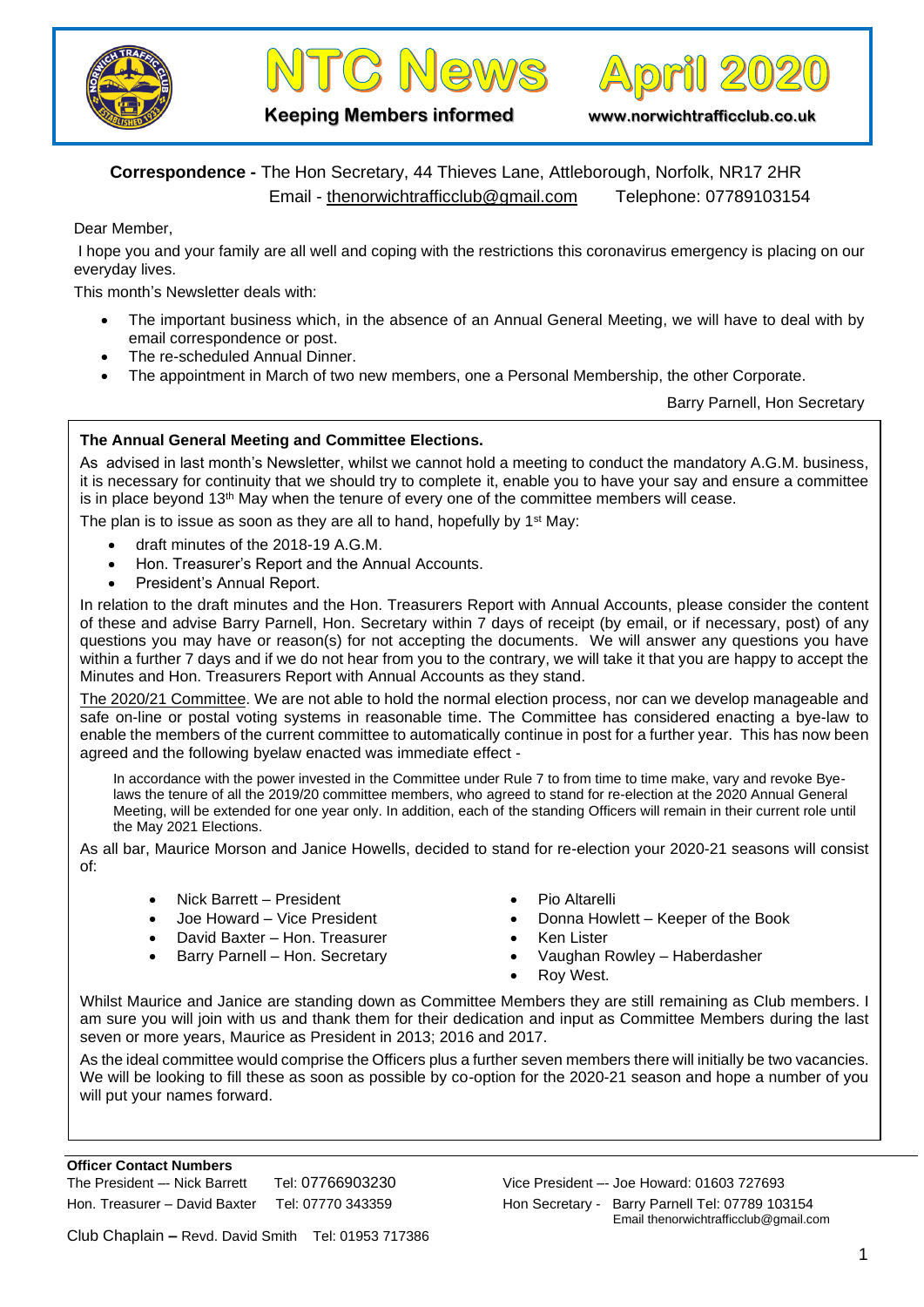# NTC News April 2020

**Keeping Members informed** www.norwichtrafficclub.co.uk

**Correspondence -** The Hon Secretary, 44 Thieves Lane, Attleborough, Norfolk, NR17 2HR
Email - thenorwichtrafficclub@gmail.com Telephone: 07789103154

Dear Member,

I hope you and your family are all well and coping with the restrictions this coronavirus emergency is placing on our everyday lives.

This month's Newsletter deals with:

- The important business which, in the absence of an Annual General Meeting, we will have to deal with by email correspondence or post.
- The re-scheduled Annual Dinner.
- The appointment in March of two new members, one a Personal Membership, the other Corporate.

Barry Parnell, Hon Secretary

## The Annual General Meeting and Committee Elections.

As advised in last month's Newsletter, whilst we cannot hold a meeting to conduct the mandatory A.G.M. business, it is necessary for continuity that we should try to complete it, enable you to have your say and ensure a committee is in place beyond 13th May when the tenure of every one of the committee members will cease.

The plan is to issue as soon as they are all to hand, hopefully by 1st May:

- draft minutes of the 2018-19 A.G.M.
- Hon. Treasurer's Report and the Annual Accounts.
- President's Annual Report.

In relation to the draft minutes and the Hon. Treasurers Report with Annual Accounts, please consider the content of these and advise Barry Parnell, Hon. Secretary within 7 days of receipt (by email, or if necessary, post) of any questions you may have or reason(s) for not accepting the documents. We will answer any questions you have within a further 7 days and if we do not hear from you to the contrary, we will take it that you are happy to accept the Minutes and Hon. Treasurers Report with Annual Accounts as they stand.

The 2020/21 Committee. We are not able to hold the normal election process, nor can we develop manageable and safe on-line or postal voting systems in reasonable time. The Committee has considered enacting a bye-law to enable the members of the current committee to automatically continue in post for a further year. This has now been agreed and the following byelaw enacted was immediate effect -

> In accordance with the power invested in the Committee under Rule 7 to from time to time make, vary and revoke Bye-laws the tenure of all the 2019/20 committee members, who agreed to stand for re-election at the 2020 Annual General Meeting, will be extended for one year only. In addition, each of the standing Officers will remain in their current role until the May 2021 Elections.

As all bar, Maurice Morson and Janice Howells, decided to stand for re-election your 2020-21 seasons will consist of:

- Nick Barrett – President
- Joe Howard – Vice President
- David Baxter – Hon. Treasurer
- Barry Parnell – Hon. Secretary
- Pio Altarelli
- Donna Howlett – Keeper of the Book
- Ken Lister
- Vaughan Rowley – Haberdasher
- Roy West.

Whilst Maurice and Janice are standing down as Committee Members they are still remaining as Club members. I am sure you will join with us and thank them for their dedication and input as Committee Members during the last seven or more years, Maurice as President in 2013; 2016 and 2017.

As the ideal committee would comprise the Officers plus a further seven members there will initially be two vacancies. We will be looking to fill these as soon as possible by co-option for the 2020-21 season and hope a number of you will put your names forward.

**Officer Contact Numbers**

The President –- Nick Barrett Tel: 07766903230
Hon. Treasurer – David Baxter Tel: 07770 343359
Vice President –- Joe Howard: 01603 727693
Hon Secretary - Barry Parnell Tel: 07789 103154
Email thenorwichtrafficclub@gmail.com

Club Chaplain **–** Revd. David Smith Tel: 01953 717386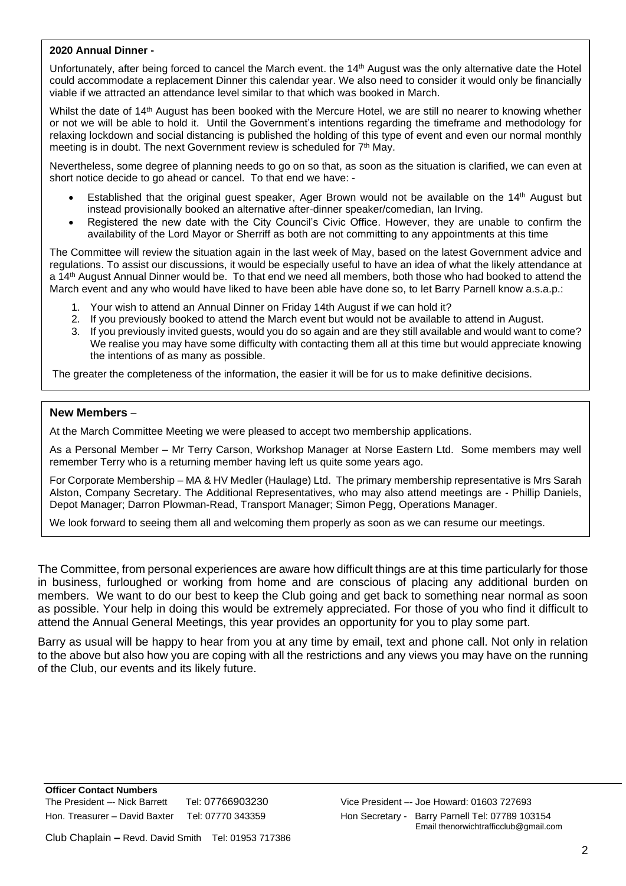**2020 Annual Dinner -**

Unfortunately, after being forced to cancel the March event. the 14th August was the only alternative date the Hotel could accommodate a replacement Dinner this calendar year. We also need to consider it would only be financially viable if we attracted an attendance level similar to that which was booked in March.

Whilst the date of 14th August has been booked with the Mercure Hotel, we are still no nearer to knowing whether or not we will be able to hold it. Until the Government's intentions regarding the timeframe and methodology for relaxing lockdown and social distancing is published the holding of this type of event and even our normal monthly meeting is in doubt. The next Government review is scheduled for 7th May.

Nevertheless, some degree of planning needs to go on so that, as soon as the situation is clarified, we can even at short notice decide to go ahead or cancel. To that end we have: -

- Established that the original guest speaker, Ager Brown would not be available on the 14th August but instead provisionally booked an alternative after-dinner speaker/comedian, Ian Irving.
- Registered the new date with the City Council's Civic Office. However, they are unable to confirm the availability of the Lord Mayor or Sherriff as both are not committing to any appointments at this time

The Committee will review the situation again in the last week of May, based on the latest Government advice and regulations. To assist our discussions, it would be especially useful to have an idea of what the likely attendance at a 14th August Annual Dinner would be. To that end we need all members, both those who had booked to attend the March event and any who would have liked to have been able have done so, to let Barry Parnell know a.s.a.p.:

1. Your wish to attend an Annual Dinner on Friday 14th August if we can hold it?
2. If you previously booked to attend the March event but would not be available to attend in August.
3. If you previously invited guests, would you do so again and are they still available and would want to come? We realise you may have some difficulty with contacting them all at this time but would appreciate knowing the intentions of as many as possible.

The greater the completeness of the information, the easier it will be for us to make definitive decisions.

**New Members** –

At the March Committee Meeting we were pleased to accept two membership applications.

As a Personal Member – Mr Terry Carson, Workshop Manager at Norse Eastern Ltd. Some members may well remember Terry who is a returning member having left us quite some years ago.

For Corporate Membership – MA & HV Medler (Haulage) Ltd. The primary membership representative is Mrs Sarah Alston, Company Secretary. The Additional Representatives, who may also attend meetings are - Phillip Daniels, Depot Manager; Darron Plowman-Read, Transport Manager; Simon Pegg, Operations Manager.

We look forward to seeing them all and welcoming them properly as soon as we can resume our meetings.

The Committee, from personal experiences are aware how difficult things are at this time particularly for those in business, furloughed or working from home and are conscious of placing any additional burden on members. We want to do our best to keep the Club going and get back to something near normal as soon as possible. Your help in doing this would be extremely appreciated. For those of you who find it difficult to attend the Annual General Meetings, this year provides an opportunity for you to play some part.

Barry as usual will be happy to hear from you at any time by email, text and phone call. Not only in relation to the above but also how you are coping with all the restrictions and any views you may have on the running of the Club, our events and its likely future.

**Officer Contact Numbers**

The President –- Nick Barrett Tel: 07766903230

Vice President –- Joe Howard: 01603 727693

Hon. Treasurer – David Baxter Tel: 07770 343359

Hon Secretary - Barry Parnell Tel: 07789 103154
Email thenorwichtrafficclub@gmail.com

Club Chaplain – Revd. David Smith Tel: 01953 717386